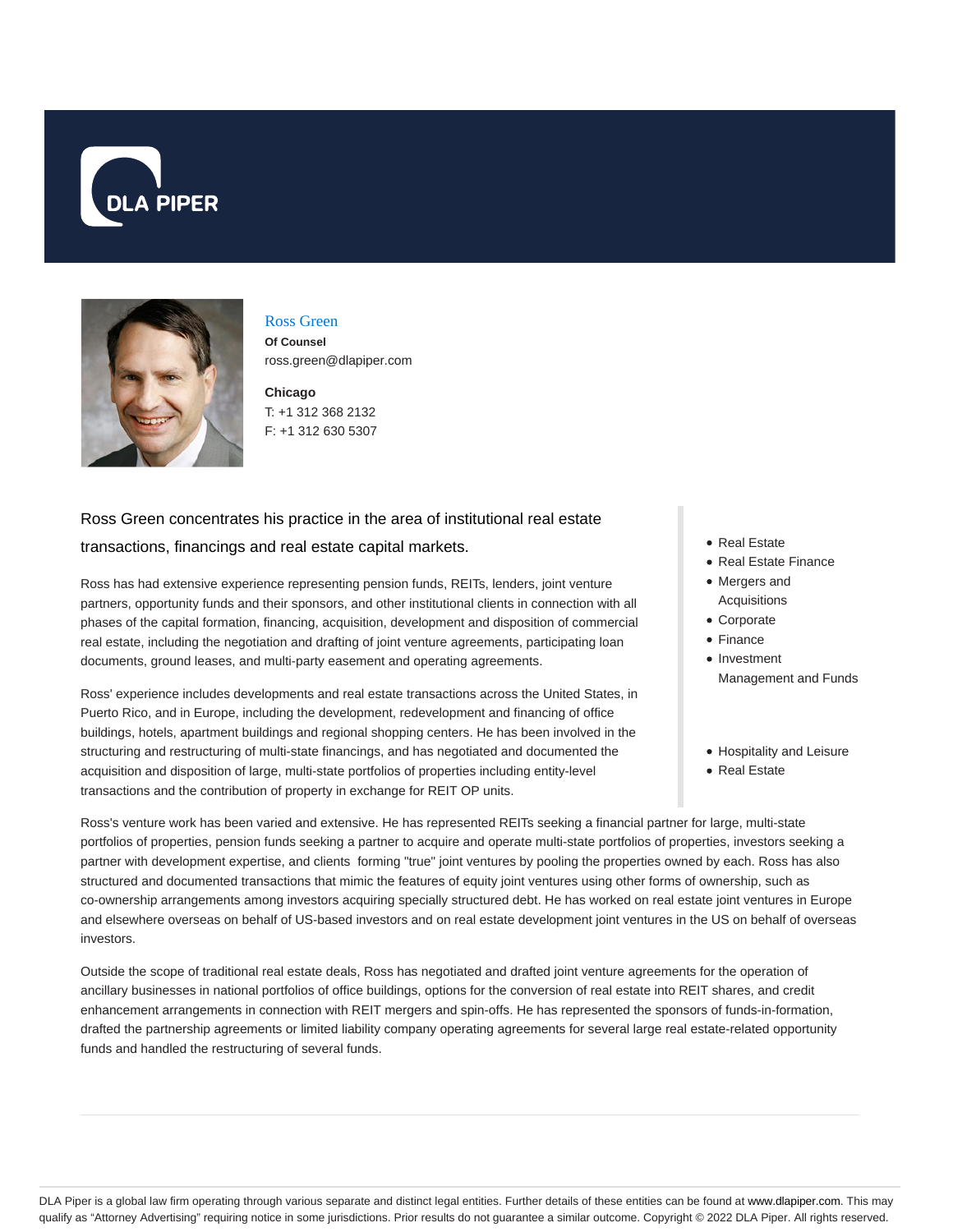# Ross Green

**Of Counsel**

ross.green@dlapiper.com

**Chicago**

T: +1 312 368 2132

F: +1 312 630 5307

Ross Green concentrates his practice in the area of institutional real estate transactions, financings and real estate capital markets.

Ross has had extensive experience representing pension funds, REITs, lenders, joint venture partners, opportunity funds and their sponsors, and other institutional clients in connection with all phases of the capital formation, financing, acquisition, development and disposition of commercial real estate, including the negotiation and drafting of joint venture agreements, participating loan documents, ground leases, and multi-party easement and operating agreements.

Ross' experience includes developments and real estate transactions across the United States, in Puerto Rico, and in Europe, including the development, redevelopment and financing of office buildings, hotels, apartment buildings and regional shopping centers. He has been involved in the structuring and restructuring of multi-state financings, and has negotiated and documented the acquisition and disposition of large, multi-state portfolios of properties including entity-level transactions and the contribution of property in exchange for REIT OP units.

- Real Estate
- Real Estate Finance
- Mergers and Acquisitions
- Corporate
- Finance
- Investment Management and Funds

- Hospitality and Leisure
- Real Estate

Ross's venture work has been varied and extensive. He has represented REITs seeking a financial partner for large, multi-state portfolios of properties, pension funds seeking a partner to acquire and operate multi-state portfolios of properties, investors seeking a partner with development expertise, and clients forming "true" joint ventures by pooling the properties owned by each. Ross has also structured and documented transactions that mimic the features of equity joint ventures using other forms of ownership, such as co-ownership arrangements among investors acquiring specially structured debt. He has worked on real estate joint ventures in Europe and elsewhere overseas on behalf of US-based investors and on real estate development joint ventures in the US on behalf of overseas investors.

Outside the scope of traditional real estate deals, Ross has negotiated and drafted joint venture agreements for the operation of ancillary businesses in national portfolios of office buildings, options for the conversion of real estate into REIT shares, and credit enhancement arrangements in connection with REIT mergers and spin-offs. He has represented the sponsors of funds-in-formation, drafted the partnership agreements or limited liability company operating agreements for several large real estate-related opportunity funds and handled the restructuring of several funds.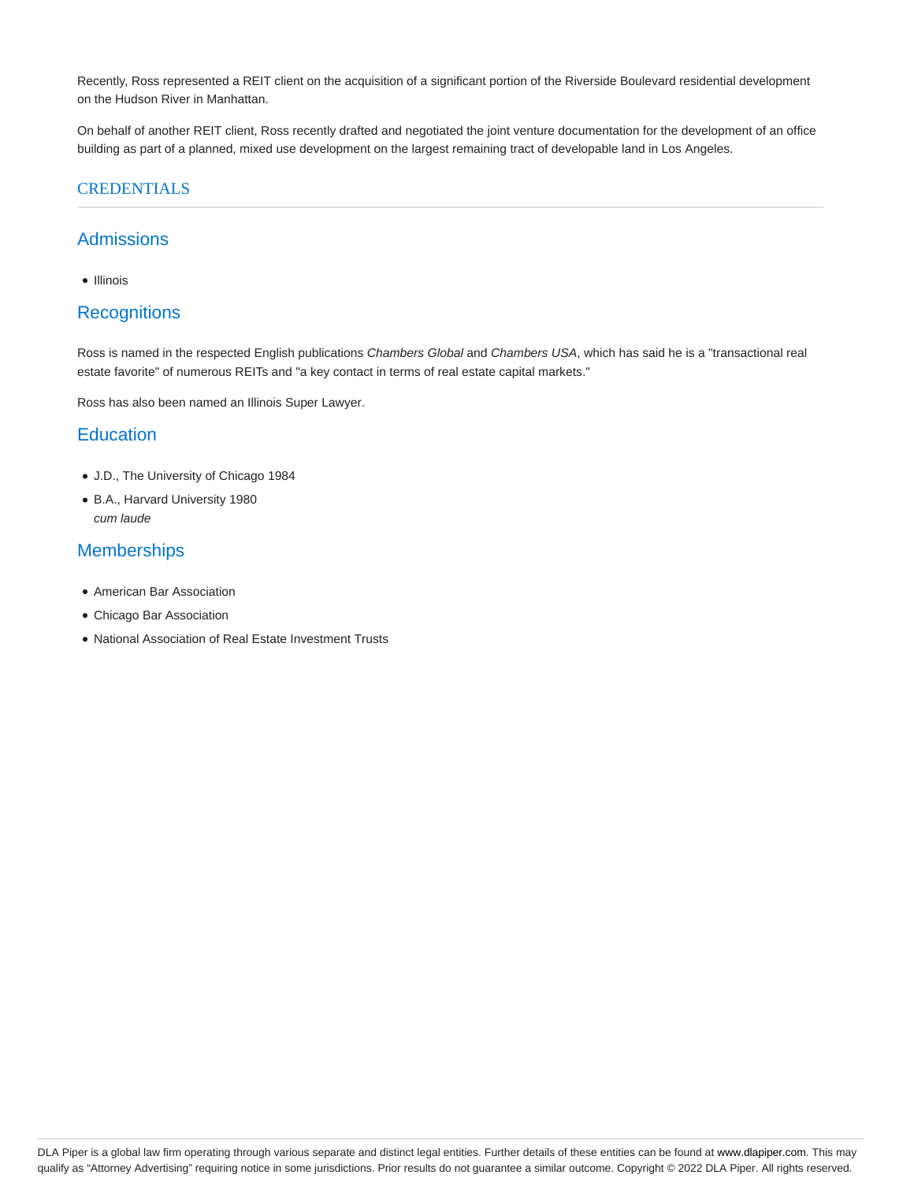Recently, Ross represented a REIT client on the acquisition of a significant portion of the Riverside Boulevard residential development on the Hudson River in Manhattan.

On behalf of another REIT client, Ross recently drafted and negotiated the joint venture documentation for the development of an office building as part of a planned, mixed use development on the largest remaining tract of developable land in Los Angeles.

## CREDENTIALS

### Admissions

- Illinois

### Recognitions

Ross is named in the respected English publications *Chambers Global* and *Chambers USA*, which has said he is a "transactional real estate favorite" of numerous REITs and "a key contact in terms of real estate capital markets."

Ross has also been named an Illinois Super Lawyer.

### Education

- J.D., The University of Chicago 1984
- B.A., Harvard University 1980
  *cum laude*

### Memberships

- American Bar Association
- Chicago Bar Association
- National Association of Real Estate Investment Trusts

DLA Piper is a global law firm operating through various separate and distinct legal entities. Further details of these entities can be found at www.dlapiper.com. This may qualify as "Attorney Advertising" requiring notice in some jurisdictions. Prior results do not guarantee a similar outcome. Copyright © 2022 DLA Piper. All rights reserved.